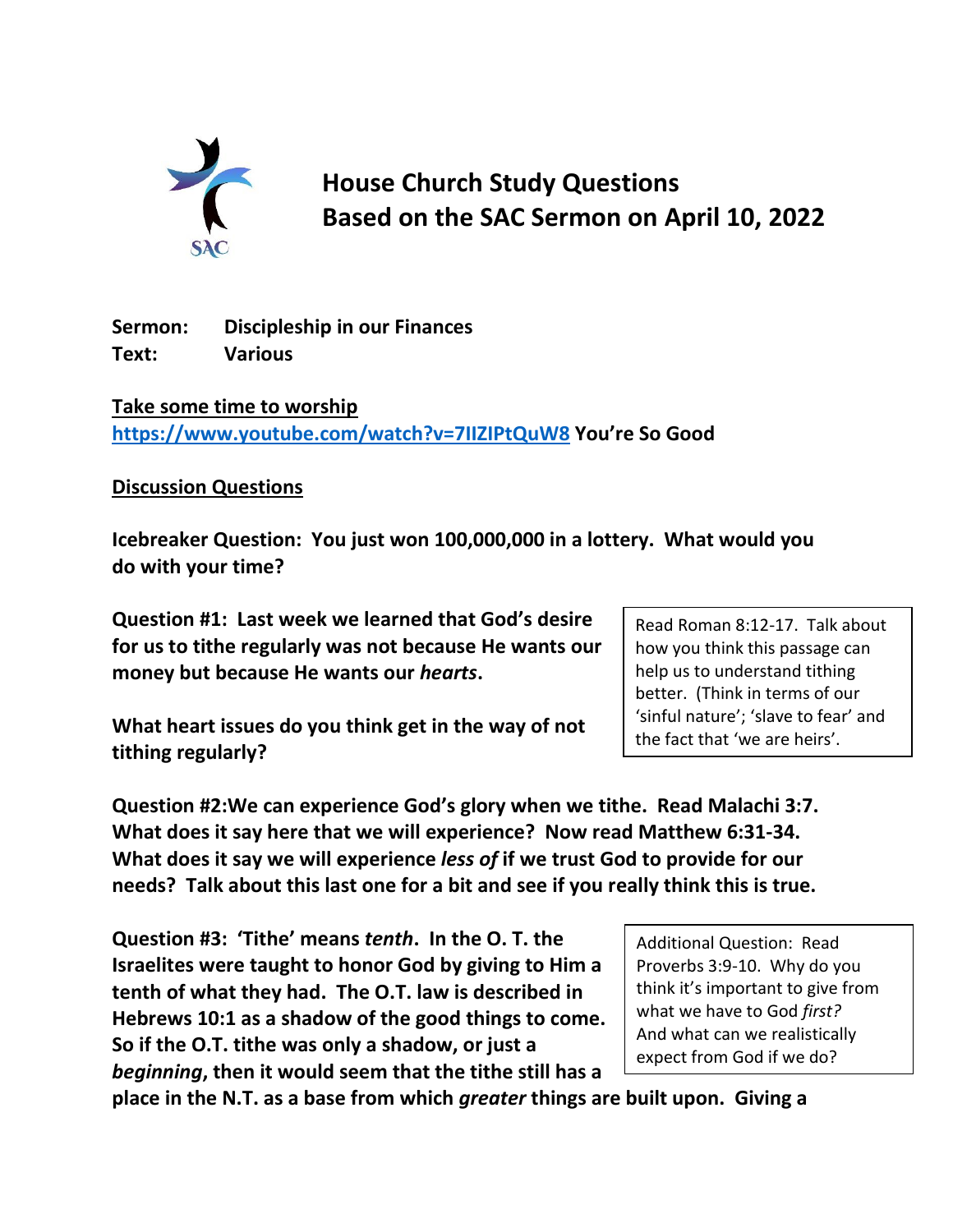# House Church Study Questions
# Based on the SAC Sermon on April 10, 2022

**Sermon:** **Discipleship in our Finances**
**Text:** **Various**

**Take some time to worship**

https://www.youtube.com/watch?v=7IIZIPtQuW8 **You're So Good**

**Discussion Questions**

**Icebreaker Question: You just won 100,000,000 in a lottery. What would you do with your time?**

**Question #1: Last week we learned that God's desire for us to tithe regularly was not because He wants our money but because He wants our *hearts*.**

**What heart issues do you think get in the way of not tithing regularly?**

Read Roman 8:12-17. Talk about how you think this passage can help us to understand tithing better. (Think in terms of our 'sinful nature'; 'slave to fear' and the fact that 'we are heirs'.

**Question #2:We can experience God's glory when we tithe. Read Malachi 3:7. What does it say here that we will experience? Now read Matthew 6:31-34. What does it say we will experience *less of* if we trust God to provide for our needs? Talk about this last one for a bit and see if you really think this is true.**

**Question #3: 'Tithe' means *tenth*. In the O. T. the Israelites were taught to honor God by giving to Him a tenth of what they had. The O.T. law is described in Hebrews 10:1 as a shadow of the good things to come. So if the O.T. tithe was only a shadow, or just a *beginning*, then it would seem that the tithe still has a place in the N.T. as a base from which *greater* things are built upon. Giving a**

Additional Question: Read Proverbs 3:9-10. Why do you think it's important to give from what we have to God *first?* And what can we realistically expect from God if we do?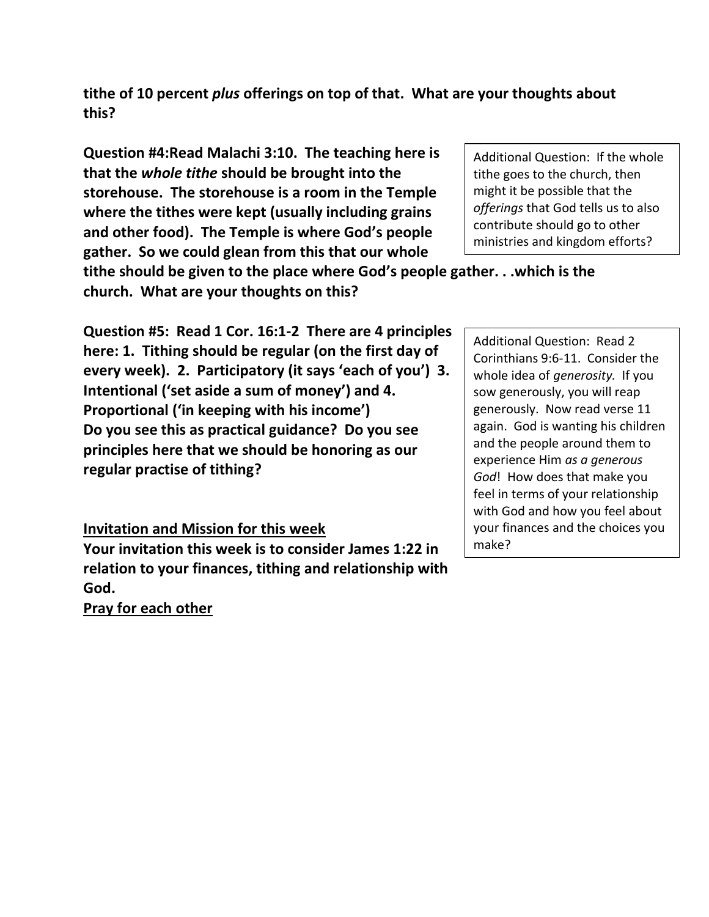**tithe of 10 percent *plus* offerings on top of that. What are your thoughts about this?**

**Question #4: Read Malachi 3:10. The teaching here is that the *whole tithe* should be brought into the storehouse. The storehouse is a room in the Temple where the tithes were kept (usually including grains and other food). The Temple is where God's people gather. So we could glean from this that our whole tithe should be given to the place where God's people gather. . .which is the church. What are your thoughts on this?**

Additional Question: If the whole tithe goes to the church, then might it be possible that the *offerings* that God tells us to also contribute should go to other ministries and kingdom efforts?

**Question #5: Read 1 Cor. 16:1-2 There are 4 principles here: 1. Tithing should be regular (on the first day of every week). 2. Participatory (it says 'each of you') 3. Intentional ('set aside a sum of money') and 4. Proportional ('in keeping with his income') Do you see this as practical guidance? Do you see principles here that we should be honoring as our regular practise of tithing?**

Additional Question: Read 2 Corinthians 9:6-11. Consider the whole idea of *generosity.* If you sow generously, you will reap generously. Now read verse 11 again. God is wanting his children and the people around them to experience Him *as a generous God*! How does that make you feel in terms of your relationship with God and how you feel about your finances and the choices you make?

<u>**Invitation and Mission for this week**</u>

**Your invitation this week is to consider James 1:22 in relation to your finances, tithing and relationship with God.**

<u>**Pray for each other**</u>